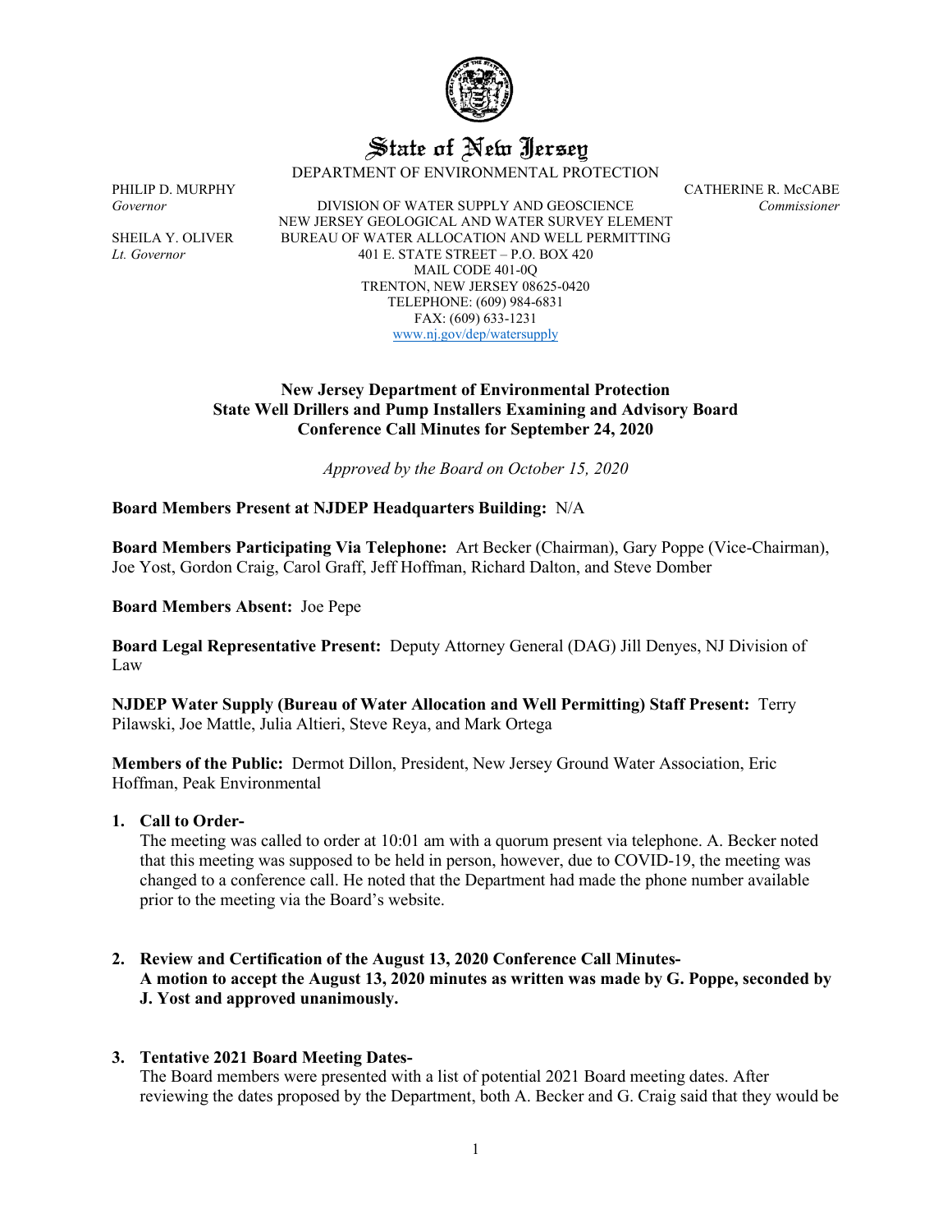# State of New Jersey

DEPARTMENT OF ENVIRONMENTAL PROTECTION

PHILIP D. MURPHY
*Governor*

SHEILA Y. OLIVER
*Lt. Governor*

DIVISION OF WATER SUPPLY AND GEOSCIENCE
NEW JERSEY GEOLOGICAL AND WATER SURVEY ELEMENT
BUREAU OF WATER ALLOCATION AND WELL PERMITTING
401 E. STATE STREET – P.O. BOX 420
MAIL CODE 401-0Q
TRENTON, NEW JERSEY 08625-0420
TELEPHONE: (609) 984-6831
FAX: (609) 633-1231
www.nj.gov/dep/watersupply

CATHERINE R. McCABE
*Commissioner*

**New Jersey Department of Environmental Protection**
**State Well Drillers and Pump Installers Examining and Advisory Board**
**Conference Call Minutes for September 24, 2020**

*Approved by the Board on October 15, 2020*

**Board Members Present at NJDEP Headquarters Building:** N/A

**Board Members Participating Via Telephone:** Art Becker (Chairman), Gary Poppe (Vice-Chairman), Joe Yost, Gordon Craig, Carol Graff, Jeff Hoffman, Richard Dalton, and Steve Domber

**Board Members Absent:** Joe Pepe

**Board Legal Representative Present:** Deputy Attorney General (DAG) Jill Denyes, NJ Division of Law

**NJDEP Water Supply (Bureau of Water Allocation and Well Permitting) Staff Present:** Terry Pilawski, Joe Mattle, Julia Altieri, Steve Reya, and Mark Ortega

**Members of the Public:** Dermot Dillon, President, New Jersey Ground Water Association, Eric Hoffman, Peak Environmental

1. **Call to Order-**
   The meeting was called to order at 10:01 am with a quorum present via telephone. A. Becker noted that this meeting was supposed to be held in person, however, due to COVID-19, the meeting was changed to a conference call. He noted that the Department had made the phone number available prior to the meeting via the Board's website.

2. **Review and Certification of the August 13, 2020 Conference Call Minutes-**
   **A motion to accept the August 13, 2020 minutes as written was made by G. Poppe, seconded by J. Yost and approved unanimously.**

3. **Tentative 2021 Board Meeting Dates-**
   The Board members were presented with a list of potential 2021 Board meeting dates. After reviewing the dates proposed by the Department, both A. Becker and G. Craig said that they would be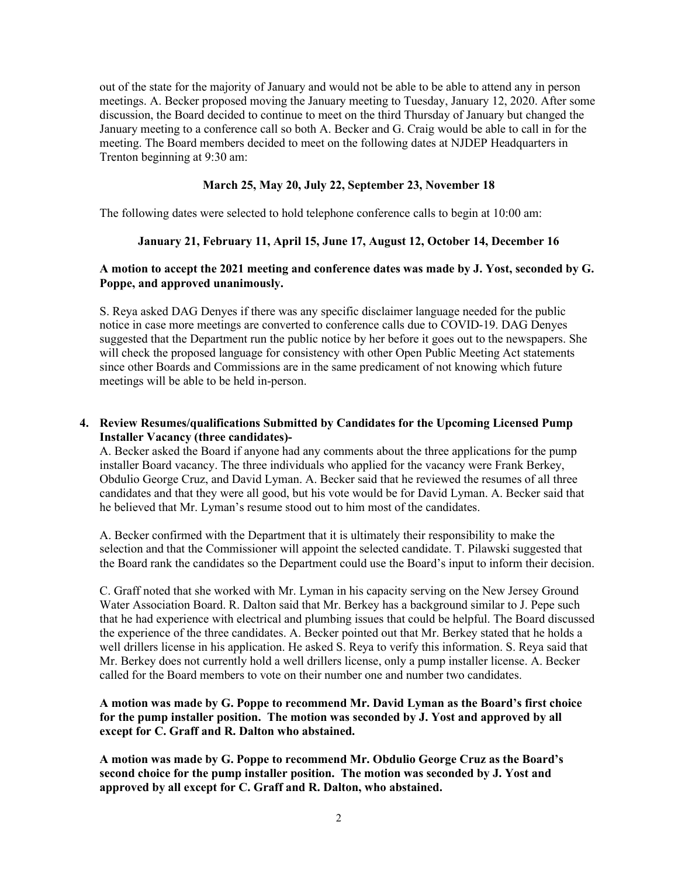out of the state for the majority of January and would not be able to be able to attend any in person meetings. A. Becker proposed moving the January meeting to Tuesday, January 12, 2020. After some discussion, the Board decided to continue to meet on the third Thursday of January but changed the January meeting to a conference call so both A. Becker and G. Craig would be able to call in for the meeting. The Board members decided to meet on the following dates at NJDEP Headquarters in Trenton beginning at 9:30 am:

**March 25, May 20, July 22, September 23, November 18**

The following dates were selected to hold telephone conference calls to begin at 10:00 am:

**January 21, February 11, April 15, June 17, August 12, October 14, December 16**

**A motion to accept the 2021 meeting and conference dates was made by J. Yost, seconded by G. Poppe, and approved unanimously.**

S. Reya asked DAG Denyes if there was any specific disclaimer language needed for the public notice in case more meetings are converted to conference calls due to COVID-19. DAG Denyes suggested that the Department run the public notice by her before it goes out to the newspapers. She will check the proposed language for consistency with other Open Public Meeting Act statements since other Boards and Commissions are in the same predicament of not knowing which future meetings will be able to be held in-person.

**4. Review Resumes/qualifications Submitted by Candidates for the Upcoming Licensed Pump Installer Vacancy (three candidates)-**

A. Becker asked the Board if anyone had any comments about the three applications for the pump installer Board vacancy. The three individuals who applied for the vacancy were Frank Berkey, Obdulio George Cruz, and David Lyman. A. Becker said that he reviewed the resumes of all three candidates and that they were all good, but his vote would be for David Lyman. A. Becker said that he believed that Mr. Lyman's resume stood out to him most of the candidates.

A. Becker confirmed with the Department that it is ultimately their responsibility to make the selection and that the Commissioner will appoint the selected candidate. T. Pilawski suggested that the Board rank the candidates so the Department could use the Board's input to inform their decision.

C. Graff noted that she worked with Mr. Lyman in his capacity serving on the New Jersey Ground Water Association Board. R. Dalton said that Mr. Berkey has a background similar to J. Pepe such that he had experience with electrical and plumbing issues that could be helpful. The Board discussed the experience of the three candidates. A. Becker pointed out that Mr. Berkey stated that he holds a well drillers license in his application. He asked S. Reya to verify this information. S. Reya said that Mr. Berkey does not currently hold a well drillers license, only a pump installer license. A. Becker called for the Board members to vote on their number one and number two candidates.

**A motion was made by G. Poppe to recommend Mr. David Lyman as the Board's first choice for the pump installer position. The motion was seconded by J. Yost and approved by all except for C. Graff and R. Dalton who abstained.**

**A motion was made by G. Poppe to recommend Mr. Obdulio George Cruz as the Board's second choice for the pump installer position. The motion was seconded by J. Yost and approved by all except for C. Graff and R. Dalton, who abstained.**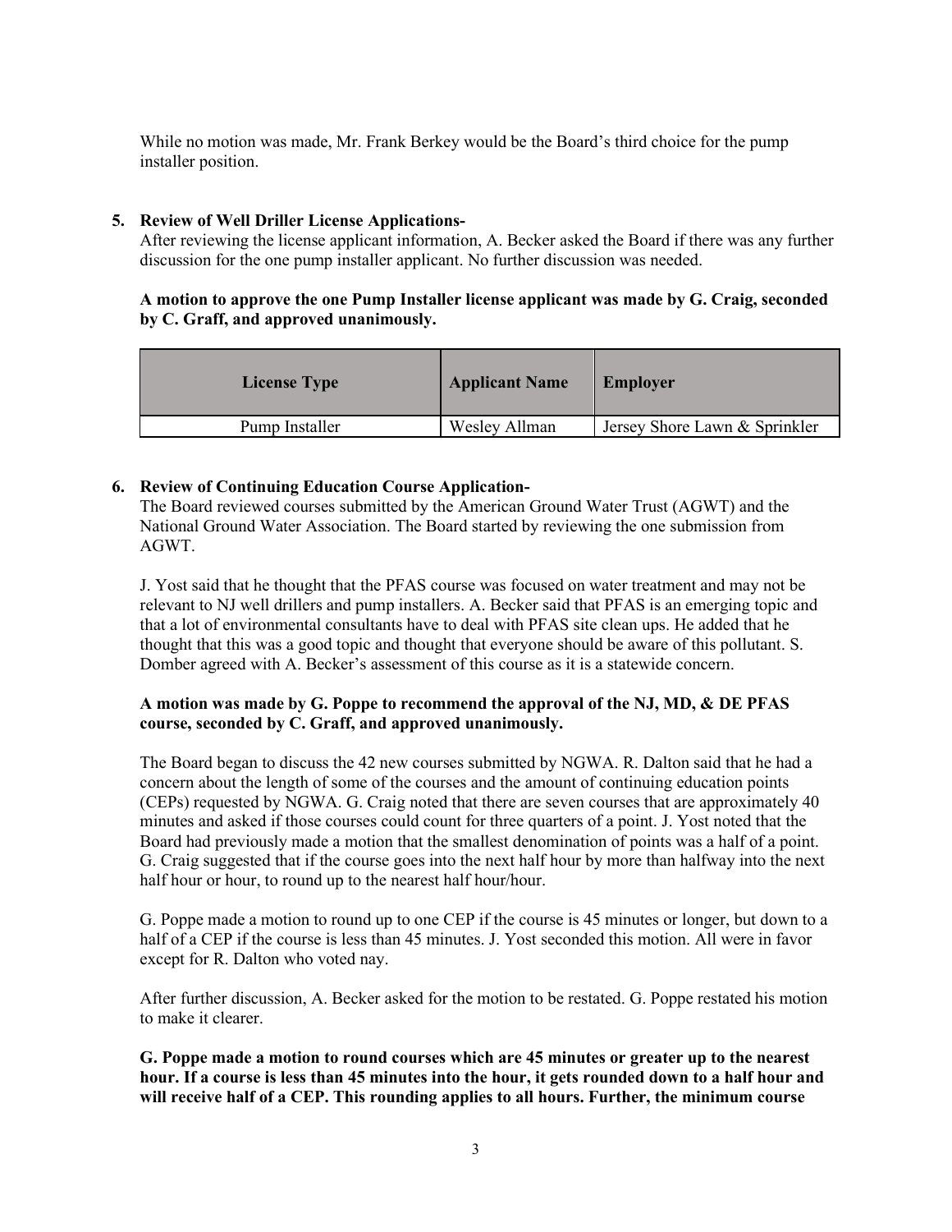While no motion was made, Mr. Frank Berkey would be the Board's third choice for the pump installer position.

5. **Review of Well Driller License Applications-**

After reviewing the license applicant information, A. Becker asked the Board if there was any further discussion for the one pump installer applicant. No further discussion was needed.

**A motion to approve the one Pump Installer license applicant was made by G. Craig, seconded by C. Graff, and approved unanimously.**

| License Type | Applicant Name | Employer |
|---|---|---|
| Pump Installer | Wesley Allman | Jersey Shore Lawn & Sprinkler |

6. **Review of Continuing Education Course Application-**

The Board reviewed courses submitted by the American Ground Water Trust (AGWT) and the National Ground Water Association. The Board started by reviewing the one submission from AGWT.

J. Yost said that he thought that the PFAS course was focused on water treatment and may not be relevant to NJ well drillers and pump installers. A. Becker said that PFAS is an emerging topic and that a lot of environmental consultants have to deal with PFAS site clean ups. He added that he thought that this was a good topic and thought that everyone should be aware of this pollutant. S. Domber agreed with A. Becker's assessment of this course as it is a statewide concern.

**A motion was made by G. Poppe to recommend the approval of the NJ, MD, & DE PFAS course, seconded by C. Graff, and approved unanimously.**

The Board began to discuss the 42 new courses submitted by NGWA. R. Dalton said that he had a concern about the length of some of the courses and the amount of continuing education points (CEPs) requested by NGWA. G. Craig noted that there are seven courses that are approximately 40 minutes and asked if those courses could count for three quarters of a point. J. Yost noted that the Board had previously made a motion that the smallest denomination of points was a half of a point. G. Craig suggested that if the course goes into the next half hour by more than halfway into the next half hour or hour, to round up to the nearest half hour/hour.

G. Poppe made a motion to round up to one CEP if the course is 45 minutes or longer, but down to a half of a CEP if the course is less than 45 minutes. J. Yost seconded this motion. All were in favor except for R. Dalton who voted nay.

After further discussion, A. Becker asked for the motion to be restated. G. Poppe restated his motion to make it clearer.

**G. Poppe made a motion to round courses which are 45 minutes or greater up to the nearest hour. If a course is less than 45 minutes into the hour, it gets rounded down to a half hour and will receive half of a CEP. This rounding applies to all hours. Further, the minimum course**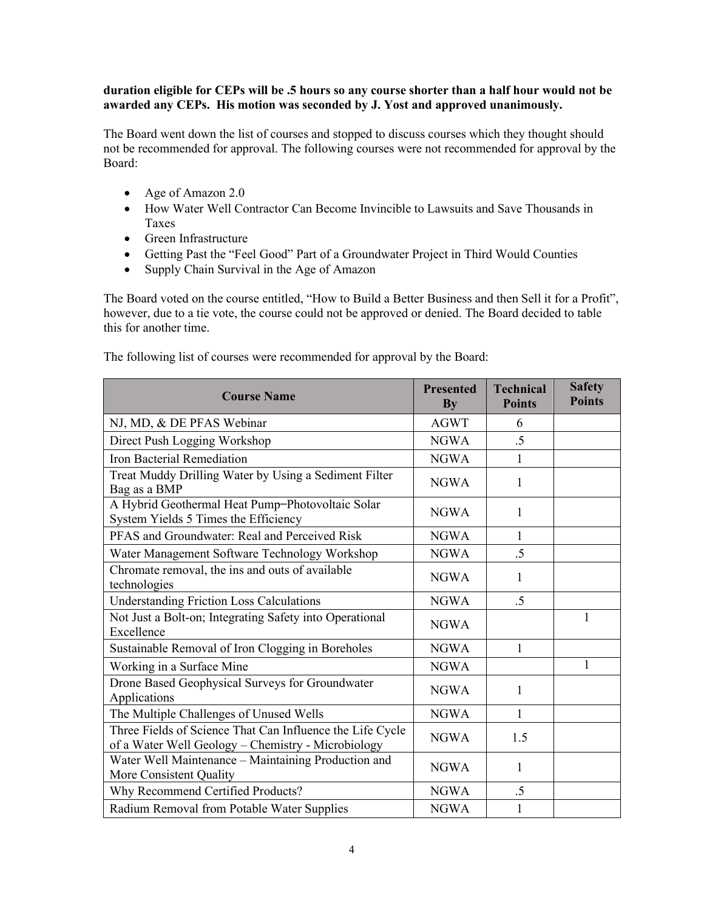**duration eligible for CEPs will be .5 hours so any course shorter than a half hour would not be awarded any CEPs. His motion was seconded by J. Yost and approved unanimously.**

The Board went down the list of courses and stopped to discuss courses which they thought should not be recommended for approval. The following courses were not recommended for approval by the Board:

- Age of Amazon 2.0
- How Water Well Contractor Can Become Invincible to Lawsuits and Save Thousands in Taxes
- Green Infrastructure
- Getting Past the "Feel Good" Part of a Groundwater Project in Third Would Counties
- Supply Chain Survival in the Age of Amazon

The Board voted on the course entitled, "How to Build a Better Business and then Sell it for a Profit", however, due to a tie vote, the course could not be approved or denied. The Board decided to table this for another time.

The following list of courses were recommended for approval by the Board:

| Course Name | Presented By | Technical Points | Safety Points |
|---|---|---|---|
| NJ, MD, & DE PFAS Webinar | AGWT | 6 | |
| Direct Push Logging Workshop | NGWA | .5 | |
| Iron Bacterial Remediation | NGWA | 1 | |
| Treat Muddy Drilling Water by Using a Sediment Filter Bag as a BMP | NGWA | 1 | |
| A Hybrid Geothermal Heat Pump–Photovoltaic Solar System Yields 5 Times the Efficiency | NGWA | 1 | |
| PFAS and Groundwater: Real and Perceived Risk | NGWA | 1 | |
| Water Management Software Technology Workshop | NGWA | .5 | |
| Chromate removal, the ins and outs of available technologies | NGWA | 1 | |
| Understanding Friction Loss Calculations | NGWA | .5 | |
| Not Just a Bolt-on; Integrating Safety into Operational Excellence | NGWA | | 1 |
| Sustainable Removal of Iron Clogging in Boreholes | NGWA | 1 | |
| Working in a Surface Mine | NGWA | | 1 |
| Drone Based Geophysical Surveys for Groundwater Applications | NGWA | 1 | |
| The Multiple Challenges of Unused Wells | NGWA | 1 | |
| Three Fields of Science That Can Influence the Life Cycle of a Water Well Geology – Chemistry - Microbiology | NGWA | 1.5 | |
| Water Well Maintenance – Maintaining Production and More Consistent Quality | NGWA | 1 | |
| Why Recommend Certified Products? | NGWA | .5 | |
| Radium Removal from Potable Water Supplies | NGWA | 1 | |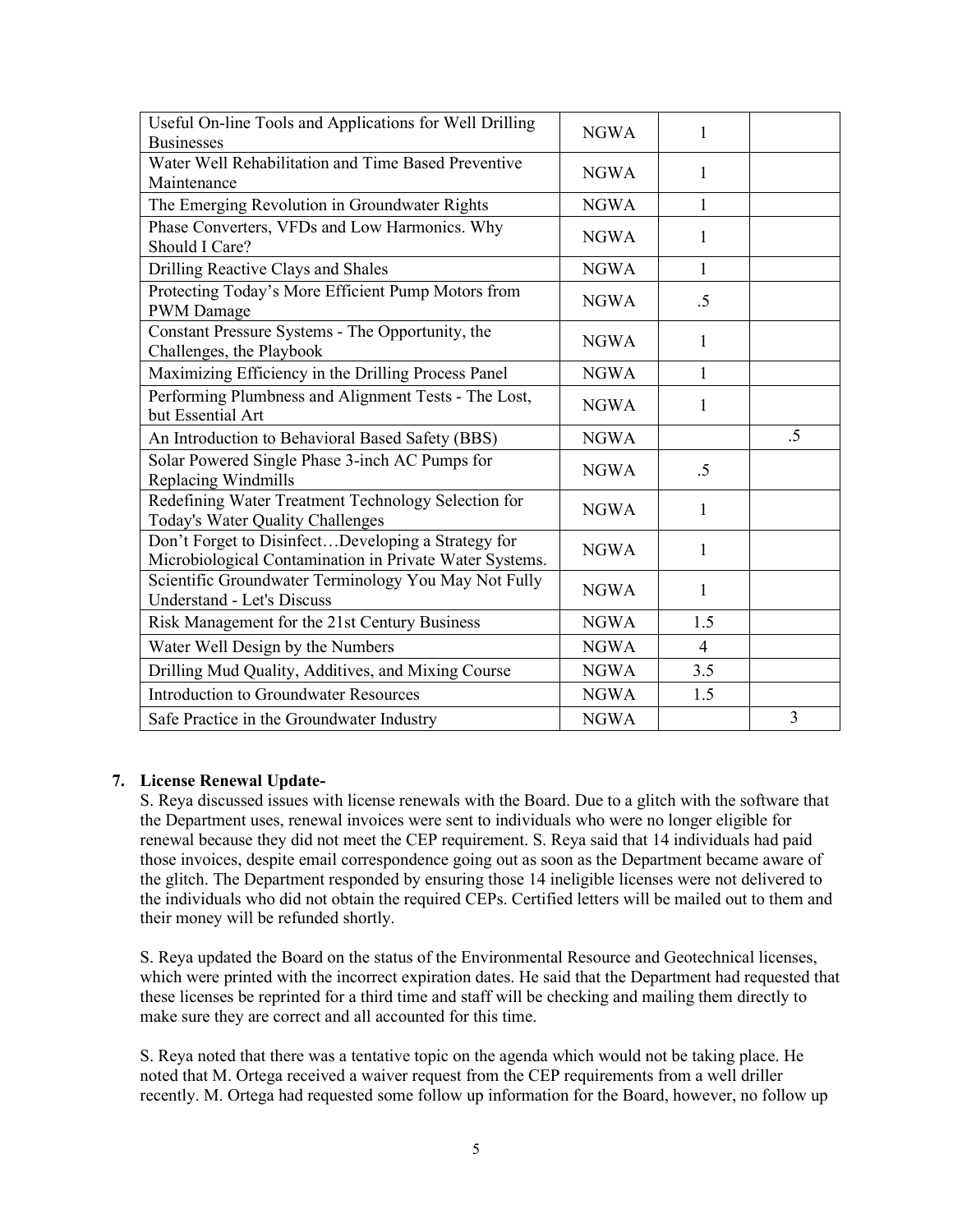| | | | |
|---|---|---|---|
| Useful On-line Tools and Applications for Well Drilling Businesses | NGWA | 1 | |
| Water Well Rehabilitation and Time Based Preventive Maintenance | NGWA | 1 | |
| The Emerging Revolution in Groundwater Rights | NGWA | 1 | |
| Phase Converters, VFDs and Low Harmonics. Why Should I Care? | NGWA | 1 | |
| Drilling Reactive Clays and Shales | NGWA | 1 | |
| Protecting Today's More Efficient Pump Motors from PWM Damage | NGWA | .5 | |
| Constant Pressure Systems - The Opportunity, the Challenges, the Playbook | NGWA | 1 | |
| Maximizing Efficiency in the Drilling Process Panel | NGWA | 1 | |
| Performing Plumbness and Alignment Tests - The Lost, but Essential Art | NGWA | 1 | |
| An Introduction to Behavioral Based Safety (BBS) | NGWA | | .5 |
| Solar Powered Single Phase 3-inch AC Pumps for Replacing Windmills | NGWA | .5 | |
| Redefining Water Treatment Technology Selection for Today's Water Quality Challenges | NGWA | 1 | |
| Don't Forget to Disinfect…Developing a Strategy for Microbiological Contamination in Private Water Systems. | NGWA | 1 | |
| Scientific Groundwater Terminology You May Not Fully Understand - Let's Discuss | NGWA | 1 | |
| Risk Management for the 21st Century Business | NGWA | 1.5 | |
| Water Well Design by the Numbers | NGWA | 4 | |
| Drilling Mud Quality, Additives, and Mixing Course | NGWA | 3.5 | |
| Introduction to Groundwater Resources | NGWA | 1.5 | |
| Safe Practice in the Groundwater Industry | NGWA | | 3 |

**7. License Renewal Update-**

S. Reya discussed issues with license renewals with the Board. Due to a glitch with the software that the Department uses, renewal invoices were sent to individuals who were no longer eligible for renewal because they did not meet the CEP requirement. S. Reya said that 14 individuals had paid those invoices, despite email correspondence going out as soon as the Department became aware of the glitch. The Department responded by ensuring those 14 ineligible licenses were not delivered to the individuals who did not obtain the required CEPs. Certified letters will be mailed out to them and their money will be refunded shortly.

S. Reya updated the Board on the status of the Environmental Resource and Geotechnical licenses, which were printed with the incorrect expiration dates. He said that the Department had requested that these licenses be reprinted for a third time and staff will be checking and mailing them directly to make sure they are correct and all accounted for this time.

S. Reya noted that there was a tentative topic on the agenda which would not be taking place. He noted that M. Ortega received a waiver request from the CEP requirements from a well driller recently. M. Ortega had requested some follow up information for the Board, however, no follow up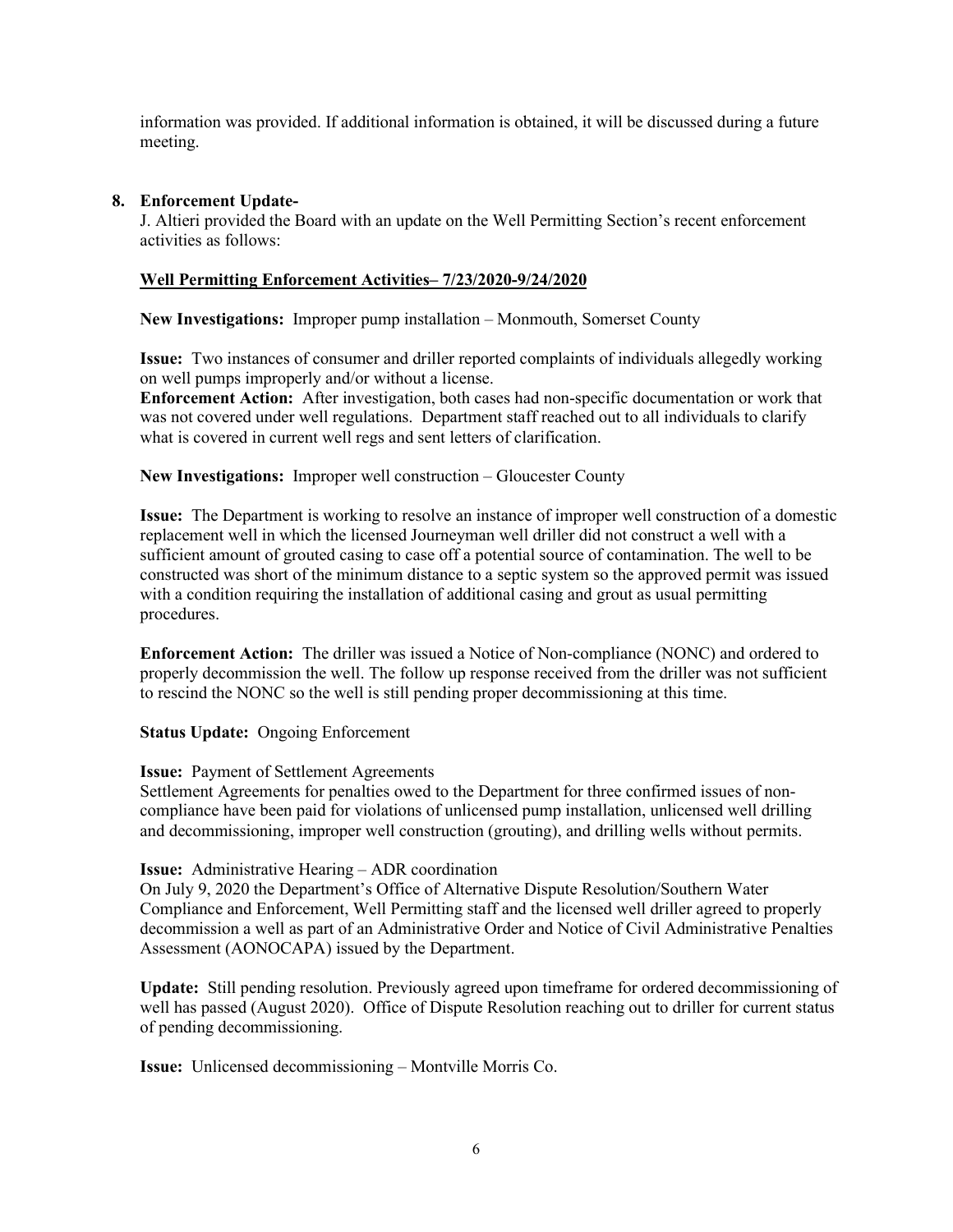information was provided. If additional information is obtained, it will be discussed during a future meeting.

**8. Enforcement Update-**

J. Altieri provided the Board with an update on the Well Permitting Section's recent enforcement activities as follows:

**Well Permitting Enforcement Activities– 7/23/2020-9/24/2020**

**New Investigations:** Improper pump installation – Monmouth, Somerset County

**Issue:** Two instances of consumer and driller reported complaints of individuals allegedly working on well pumps improperly and/or without a license.
**Enforcement Action:** After investigation, both cases had non-specific documentation or work that was not covered under well regulations. Department staff reached out to all individuals to clarify what is covered in current well regs and sent letters of clarification.

**New Investigations:** Improper well construction – Gloucester County

**Issue:** The Department is working to resolve an instance of improper well construction of a domestic replacement well in which the licensed Journeyman well driller did not construct a well with a sufficient amount of grouted casing to case off a potential source of contamination. The well to be constructed was short of the minimum distance to a septic system so the approved permit was issued with a condition requiring the installation of additional casing and grout as usual permitting procedures.

**Enforcement Action:** The driller was issued a Notice of Non-compliance (NONC) and ordered to properly decommission the well. The follow up response received from the driller was not sufficient to rescind the NONC so the well is still pending proper decommissioning at this time.

**Status Update:** Ongoing Enforcement

**Issue:** Payment of Settlement Agreements
Settlement Agreements for penalties owed to the Department for three confirmed issues of non-compliance have been paid for violations of unlicensed pump installation, unlicensed well drilling and decommissioning, improper well construction (grouting), and drilling wells without permits.

**Issue:** Administrative Hearing – ADR coordination
On July 9, 2020 the Department's Office of Alternative Dispute Resolution/Southern Water Compliance and Enforcement, Well Permitting staff and the licensed well driller agreed to properly decommission a well as part of an Administrative Order and Notice of Civil Administrative Penalties Assessment (AONOCAPA) issued by the Department.

**Update:** Still pending resolution. Previously agreed upon timeframe for ordered decommissioning of well has passed (August 2020). Office of Dispute Resolution reaching out to driller for current status of pending decommissioning.

**Issue:** Unlicensed decommissioning – Montville Morris Co.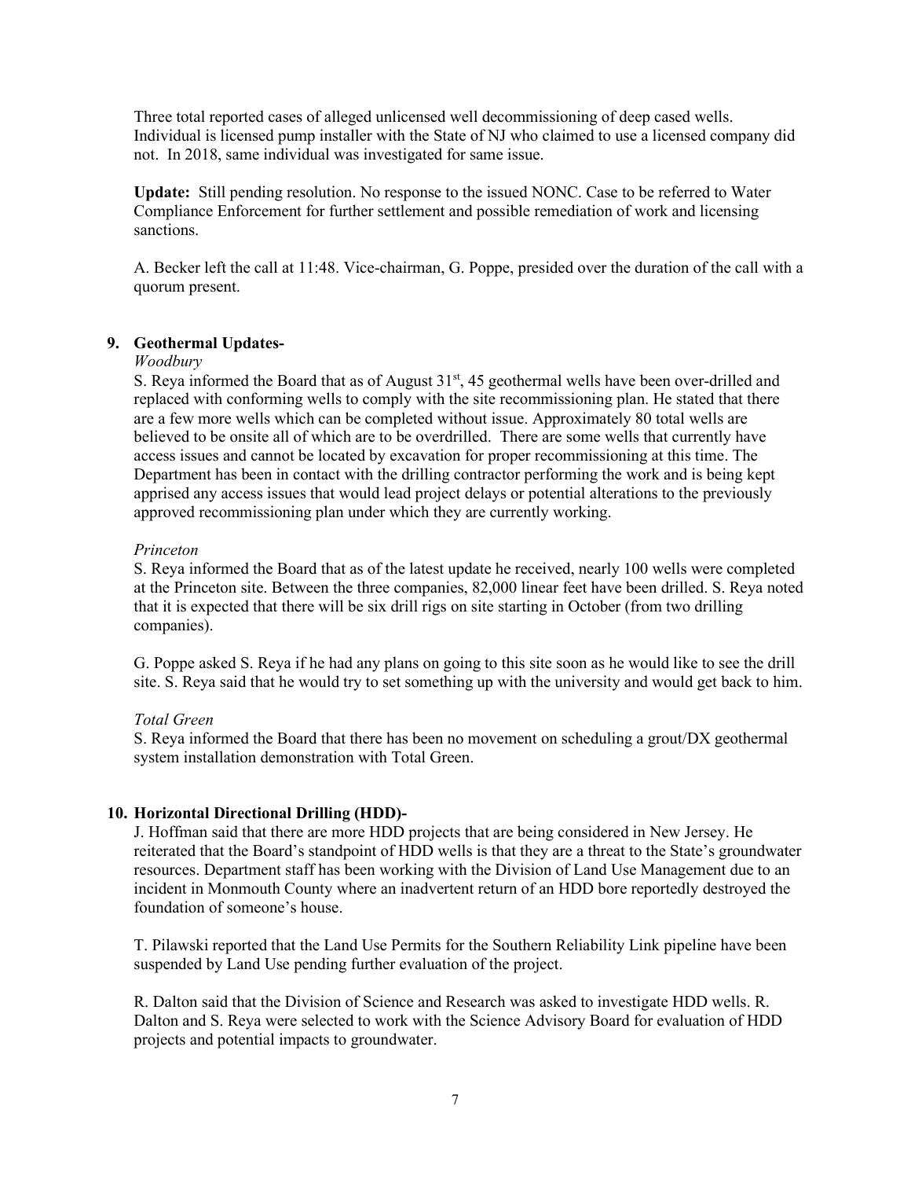Three total reported cases of alleged unlicensed well decommissioning of deep cased wells. Individual is licensed pump installer with the State of NJ who claimed to use a licensed company did not. In 2018, same individual was investigated for same issue.

**Update:** Still pending resolution. No response to the issued NONC. Case to be referred to Water Compliance Enforcement for further settlement and possible remediation of work and licensing sanctions.

A. Becker left the call at 11:48. Vice-chairman, G. Poppe, presided over the duration of the call with a quorum present.

**9. Geothermal Updates-**

*Woodbury*

S. Reya informed the Board that as of August 31st, 45 geothermal wells have been over-drilled and replaced with conforming wells to comply with the site recommissioning plan. He stated that there are a few more wells which can be completed without issue. Approximately 80 total wells are believed to be onsite all of which are to be overdrilled. There are some wells that currently have access issues and cannot be located by excavation for proper recommissioning at this time. The Department has been in contact with the drilling contractor performing the work and is being kept apprised any access issues that would lead project delays or potential alterations to the previously approved recommissioning plan under which they are currently working.

*Princeton*

S. Reya informed the Board that as of the latest update he received, nearly 100 wells were completed at the Princeton site. Between the three companies, 82,000 linear feet have been drilled. S. Reya noted that it is expected that there will be six drill rigs on site starting in October (from two drilling companies).

G. Poppe asked S. Reya if he had any plans on going to this site soon as he would like to see the drill site. S. Reya said that he would try to set something up with the university and would get back to him.

*Total Green*

S. Reya informed the Board that there has been no movement on scheduling a grout/DX geothermal system installation demonstration with Total Green.

**10. Horizontal Directional Drilling (HDD)-**

J. Hoffman said that there are more HDD projects that are being considered in New Jersey. He reiterated that the Board's standpoint of HDD wells is that they are a threat to the State's groundwater resources. Department staff has been working with the Division of Land Use Management due to an incident in Monmouth County where an inadvertent return of an HDD bore reportedly destroyed the foundation of someone's house.

T. Pilawski reported that the Land Use Permits for the Southern Reliability Link pipeline have been suspended by Land Use pending further evaluation of the project.

R. Dalton said that the Division of Science and Research was asked to investigate HDD wells. R. Dalton and S. Reya were selected to work with the Science Advisory Board for evaluation of HDD projects and potential impacts to groundwater.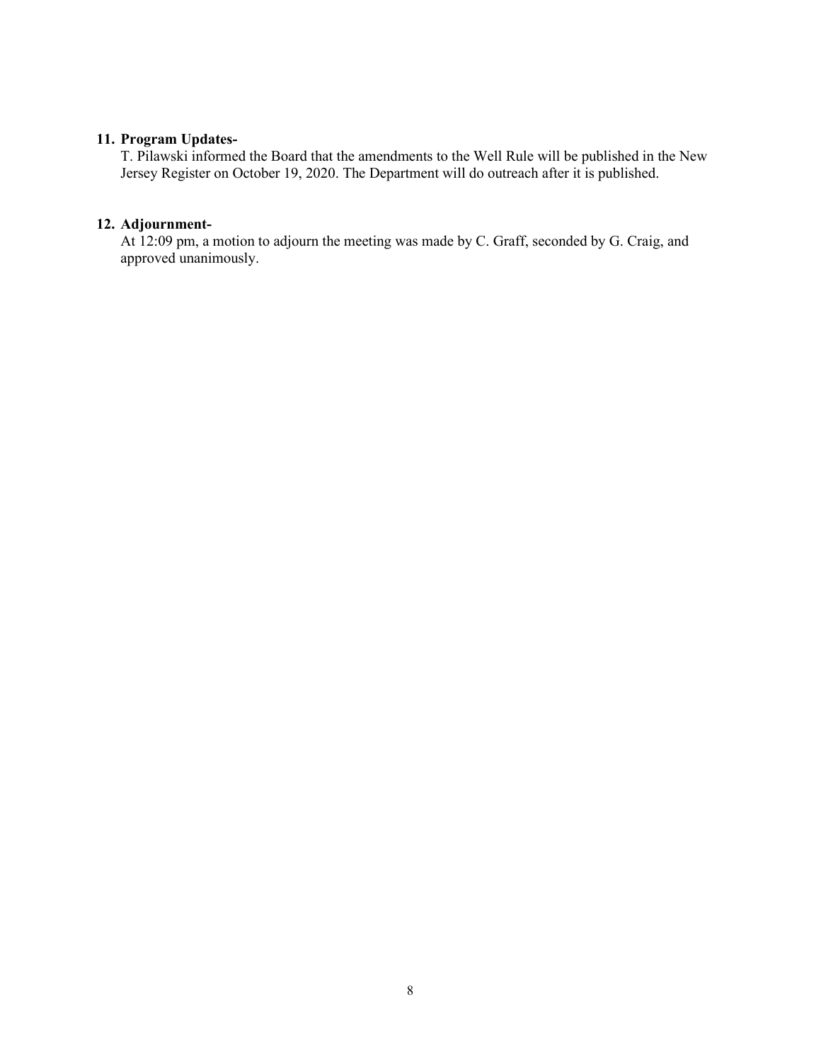**11. Program Updates-**
T. Pilawski informed the Board that the amendments to the Well Rule will be published in the New Jersey Register on October 19, 2020. The Department will do outreach after it is published.

**12. Adjournment-**
At 12:09 pm, a motion to adjourn the meeting was made by C. Graff, seconded by G. Craig, and approved unanimously.